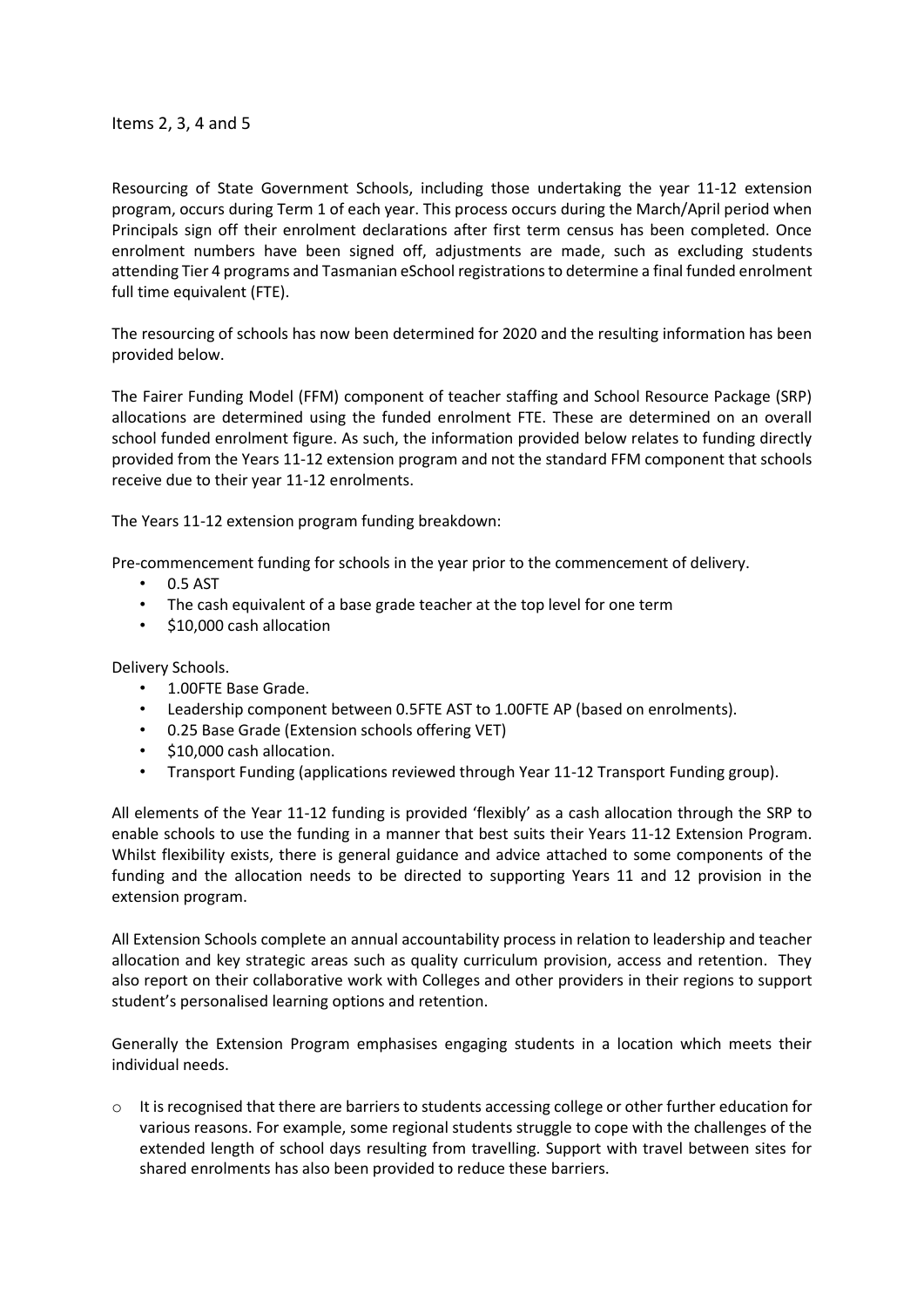Items 2, 3, 4 and 5

Resourcing of State Government Schools, including those undertaking the year 11-12 extension program, occurs during Term 1 of each year. This process occurs during the March/April period when Principals sign off their enrolment declarations after first term census has been completed. Once enrolment numbers have been signed off, adjustments are made, such as excluding students attending Tier 4 programs and Tasmanian eSchool registrations to determine a final funded enrolment full time equivalent (FTE).

The resourcing of schools has now been determined for 2020 and the resulting information has been provided below.

The Fairer Funding Model (FFM) component of teacher staffing and School Resource Package (SRP) allocations are determined using the funded enrolment FTE. These are determined on an overall school funded enrolment figure. As such, the information provided below relates to funding directly provided from the Years 11-12 extension program and not the standard FFM component that schools receive due to their year 11-12 enrolments.

The Years 11-12 extension program funding breakdown:

Pre-commencement funding for schools in the year prior to the commencement of delivery.

- 0.5 AST
- The cash equivalent of a base grade teacher at the top level for one term
- $10,000 cash allocation

Delivery Schools.

- 1.00FTE Base Grade.
- Leadership component between 0.5FTE AST to 1.00FTE AP (based on enrolments).
- 0.25 Base Grade (Extension schools offering VET)
- $10,000 cash allocation.
- Transport Funding (applications reviewed through Year 11-12 Transport Funding group).

All elements of the Year 11-12 funding is provided 'flexibly' as a cash allocation through the SRP to enable schools to use the funding in a manner that best suits their Years 11-12 Extension Program. Whilst flexibility exists, there is general guidance and advice attached to some components of the funding and the allocation needs to be directed to supporting Years 11 and 12 provision in the extension program.

All Extension Schools complete an annual accountability process in relation to leadership and teacher allocation and key strategic areas such as quality curriculum provision, access and retention. They also report on their collaborative work with Colleges and other providers in their regions to support student's personalised learning options and retention.

Generally the Extension Program emphasises engaging students in a location which meets their individual needs.

- It is recognised that there are barriers to students accessing college or other further education for various reasons. For example, some regional students struggle to cope with the challenges of the extended length of school days resulting from travelling. Support with travel between sites for shared enrolments has also been provided to reduce these barriers.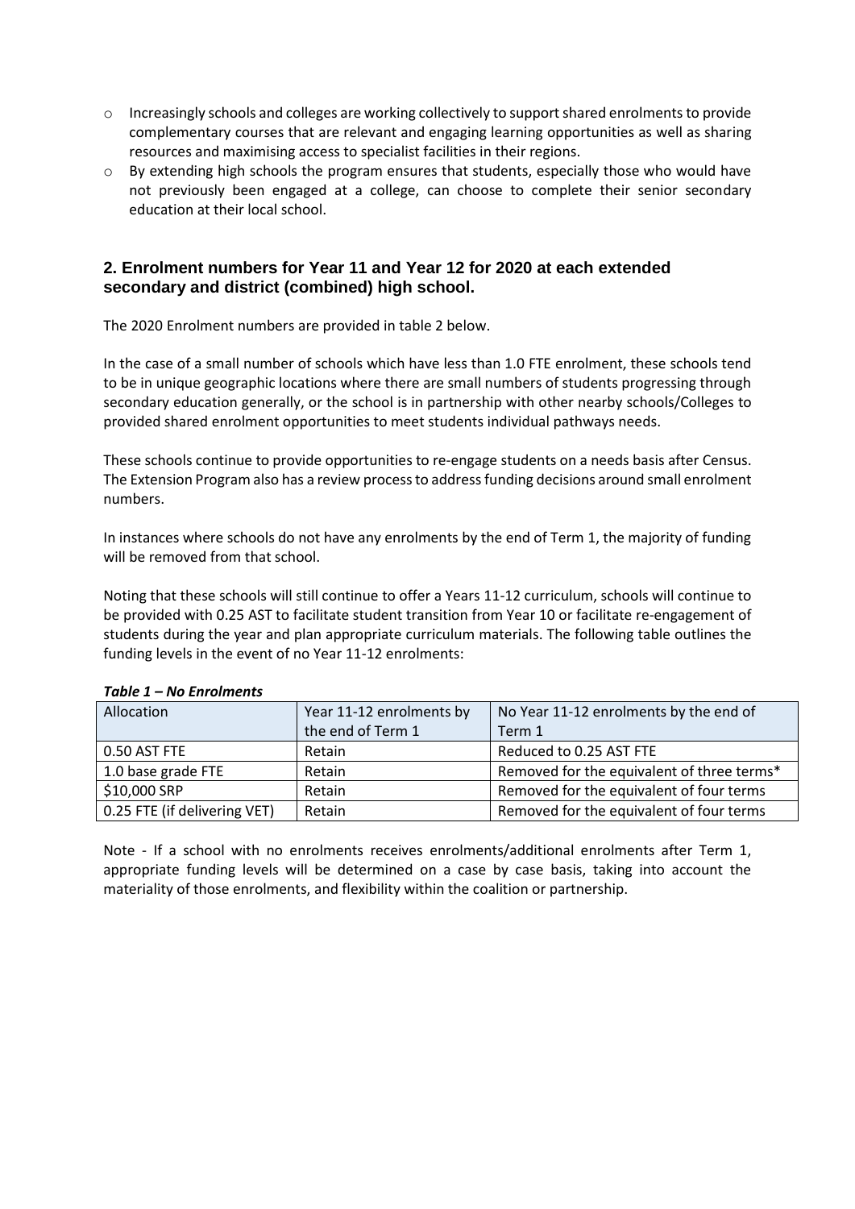- Increasingly schools and colleges are working collectively to support shared enrolments to provide complementary courses that are relevant and engaging learning opportunities as well as sharing resources and maximising access to specialist facilities in their regions.
- By extending high schools the program ensures that students, especially those who would have not previously been engaged at a college, can choose to complete their senior secondary education at their local school.

## 2. Enrolment numbers for Year 11 and Year 12 for 2020 at each extended secondary and district (combined) high school.

The 2020 Enrolment numbers are provided in table 2 below.

In the case of a small number of schools which have less than 1.0 FTE enrolment, these schools tend to be in unique geographic locations where there are small numbers of students progressing through secondary education generally, or the school is in partnership with other nearby schools/Colleges to provided shared enrolment opportunities to meet students individual pathways needs.

These schools continue to provide opportunities to re-engage students on a needs basis after Census. The Extension Program also has a review process to address funding decisions around small enrolment numbers.

In instances where schools do not have any enrolments by the end of Term 1, the majority of funding will be removed from that school.

Noting that these schools will still continue to offer a Years 11-12 curriculum, schools will continue to be provided with 0.25 AST to facilitate student transition from Year 10 or facilitate re-engagement of students during the year and plan appropriate curriculum materials. The following table outlines the funding levels in the event of no Year 11-12 enrolments:

***Table 1 – No Enrolments***

| Allocation | Year 11-12 enrolments by the end of Term 1 | No Year 11-12 enrolments by the end of Term 1 |
|---|---|---|
| 0.50 AST FTE | Retain | Reduced to 0.25 AST FTE |
| 1.0 base grade FTE | Retain | Removed for the equivalent of three terms* |
| $10,000 SRP | Retain | Removed for the equivalent of four terms |
| 0.25 FTE (if delivering VET) | Retain | Removed for the equivalent of four terms |

Note - If a school with no enrolments receives enrolments/additional enrolments after Term 1, appropriate funding levels will be determined on a case by case basis, taking into account the materiality of those enrolments, and flexibility within the coalition or partnership.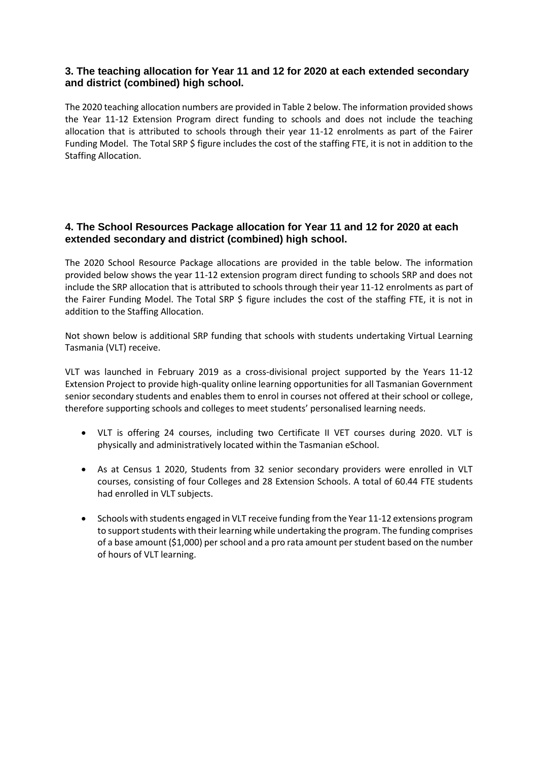### 3. The teaching allocation for Year 11 and 12 for 2020 at each extended secondary and district (combined) high school.

The 2020 teaching allocation numbers are provided in Table 2 below. The information provided shows the Year 11-12 Extension Program direct funding to schools and does not include the teaching allocation that is attributed to schools through their year 11-12 enrolments as part of the Fairer Funding Model. The Total SRP $ figure includes the cost of the staffing FTE, it is not in addition to the Staffing Allocation.

### 4. The School Resources Package allocation for Year 11 and 12 for 2020 at each extended secondary and district (combined) high school.

The 2020 School Resource Package allocations are provided in the table below. The information provided below shows the year 11-12 extension program direct funding to schools SRP and does not include the SRP allocation that is attributed to schools through their year 11-12 enrolments as part of the Fairer Funding Model. The Total SRP $ figure includes the cost of the staffing FTE, it is not in addition to the Staffing Allocation.

Not shown below is additional SRP funding that schools with students undertaking Virtual Learning Tasmania (VLT) receive.

VLT was launched in February 2019 as a cross-divisional project supported by the Years 11-12 Extension Project to provide high-quality online learning opportunities for all Tasmanian Government senior secondary students and enables them to enrol in courses not offered at their school or college, therefore supporting schools and colleges to meet students' personalised learning needs.

- VLT is offering 24 courses, including two Certificate II VET courses during 2020. VLT is physically and administratively located within the Tasmanian eSchool.
- As at Census 1 2020, Students from 32 senior secondary providers were enrolled in VLT courses, consisting of four Colleges and 28 Extension Schools. A total of 60.44 FTE students had enrolled in VLT subjects.
- Schools with students engaged in VLT receive funding from the Year 11-12 extensions program to support students with their learning while undertaking the program. The funding comprises of a base amount ($1,000) per school and a pro rata amount per student based on the number of hours of VLT learning.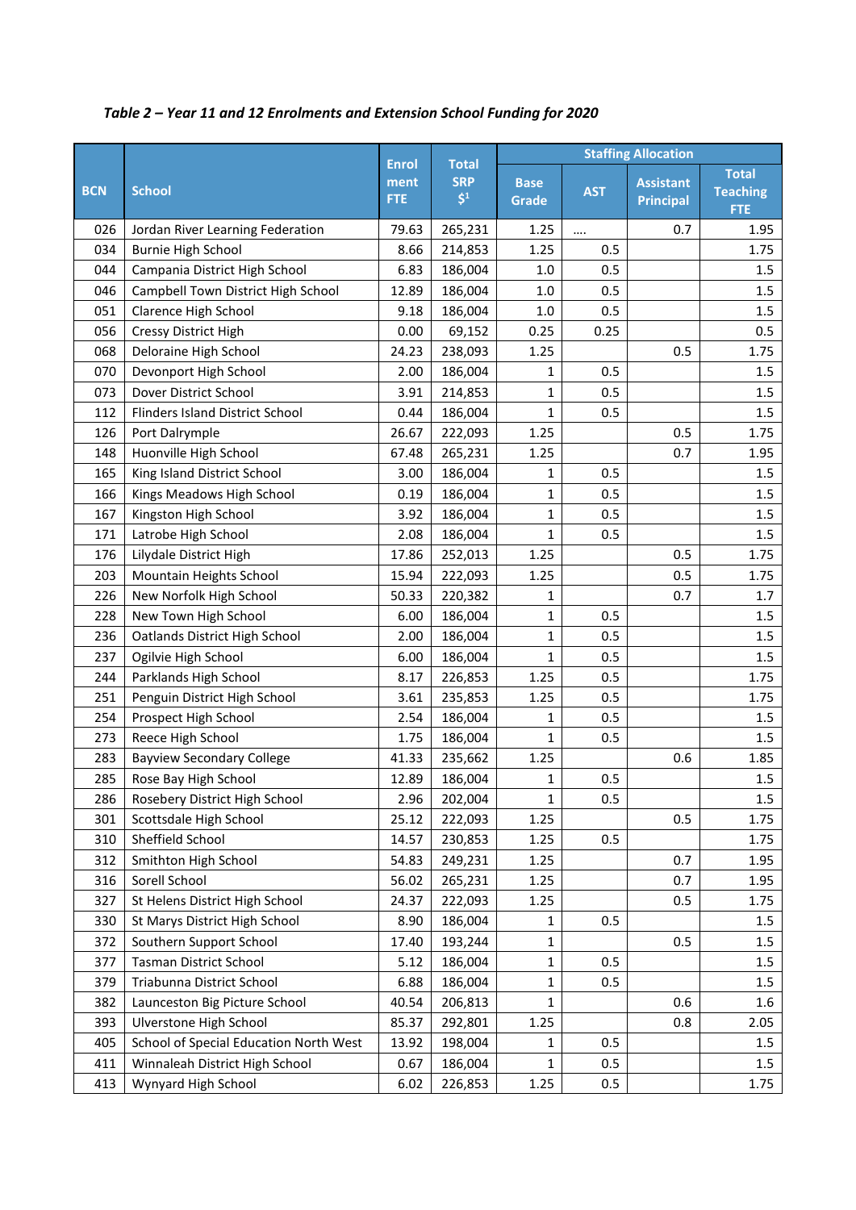*Table 2 – Year 11 and 12 Enrolments and Extension School Funding for 2020*

| BCN | School | Enrol ment FTE | Total SRP $[1] | Staffing Allocation | | | |
|---|---|---|---|---|---|---|---|
| | | | | Base Grade | AST | Assistant Principal | Total Teaching FTE |
| 026 | Jordan River Learning Federation | 79.63 | 265,231 | 1.25 | …. | 0.7 | 1.95 |
| 034 | Burnie High School | 8.66 | 214,853 | 1.25 | 0.5 | | 1.75 |
| 044 | Campania District High School | 6.83 | 186,004 | 1.0 | 0.5 | | 1.5 |
| 046 | Campbell Town District High School | 12.89 | 186,004 | 1.0 | 0.5 | | 1.5 |
| 051 | Clarence High School | 9.18 | 186,004 | 1.0 | 0.5 | | 1.5 |
| 056 | Cressy District High | 0.00 | 69,152 | 0.25 | 0.25 | | 0.5 |
| 068 | Deloraine High School | 24.23 | 238,093 | 1.25 | | 0.5 | 1.75 |
| 070 | Devonport High School | 2.00 | 186,004 | 1 | 0.5 | | 1.5 |
| 073 | Dover District School | 3.91 | 214,853 | 1 | 0.5 | | 1.5 |
| 112 | Flinders Island District School | 0.44 | 186,004 | 1 | 0.5 | | 1.5 |
| 126 | Port Dalrymple | 26.67 | 222,093 | 1.25 | | 0.5 | 1.75 |
| 148 | Huonville High School | 67.48 | 265,231 | 1.25 | | 0.7 | 1.95 |
| 165 | King Island District School | 3.00 | 186,004 | 1 | 0.5 | | 1.5 |
| 166 | Kings Meadows High School | 0.19 | 186,004 | 1 | 0.5 | | 1.5 |
| 167 | Kingston High School | 3.92 | 186,004 | 1 | 0.5 | | 1.5 |
| 171 | Latrobe High School | 2.08 | 186,004 | 1 | 0.5 | | 1.5 |
| 176 | Lilydale District High | 17.86 | 252,013 | 1.25 | | 0.5 | 1.75 |
| 203 | Mountain Heights School | 15.94 | 222,093 | 1.25 | | 0.5 | 1.75 |
| 226 | New Norfolk High School | 50.33 | 220,382 | 1 | | 0.7 | 1.7 |
| 228 | New Town High School | 6.00 | 186,004 | 1 | 0.5 | | 1.5 |
| 236 | Oatlands District High School | 2.00 | 186,004 | 1 | 0.5 | | 1.5 |
| 237 | Ogilvie High School | 6.00 | 186,004 | 1 | 0.5 | | 1.5 |
| 244 | Parklands High School | 8.17 | 226,853 | 1.25 | 0.5 | | 1.75 |
| 251 | Penguin District High School | 3.61 | 235,853 | 1.25 | 0.5 | | 1.75 |
| 254 | Prospect High School | 2.54 | 186,004 | 1 | 0.5 | | 1.5 |
| 273 | Reece High School | 1.75 | 186,004 | 1 | 0.5 | | 1.5 |
| 283 | Bayview Secondary College | 41.33 | 235,662 | 1.25 | | 0.6 | 1.85 |
| 285 | Rose Bay High School | 12.89 | 186,004 | 1 | 0.5 | | 1.5 |
| 286 | Rosebery District High School | 2.96 | 202,004 | 1 | 0.5 | | 1.5 |
| 301 | Scottsdale High School | 25.12 | 222,093 | 1.25 | | 0.5 | 1.75 |
| 310 | Sheffield School | 14.57 | 230,853 | 1.25 | 0.5 | | 1.75 |
| 312 | Smithton High School | 54.83 | 249,231 | 1.25 | | 0.7 | 1.95 |
| 316 | Sorell School | 56.02 | 265,231 | 1.25 | | 0.7 | 1.95 |
| 327 | St Helens District High School | 24.37 | 222,093 | 1.25 | | 0.5 | 1.75 |
| 330 | St Marys District High School | 8.90 | 186,004 | 1 | 0.5 | | 1.5 |
| 372 | Southern Support School | 17.40 | 193,244 | 1 | | 0.5 | 1.5 |
| 377 | Tasman District School | 5.12 | 186,004 | 1 | 0.5 | | 1.5 |
| 379 | Triabunna District School | 6.88 | 186,004 | 1 | 0.5 | | 1.5 |
| 382 | Launceston Big Picture School | 40.54 | 206,813 | 1 | | 0.6 | 1.6 |
| 393 | Ulverstone High School | 85.37 | 292,801 | 1.25 | | 0.8 | 2.05 |
| 405 | School of Special Education North West | 13.92 | 198,004 | 1 | 0.5 | | 1.5 |
| 411 | Winnaleah District High School | 0.67 | 186,004 | 1 | 0.5 | | 1.5 |
| 413 | Wynyard High School | 6.02 | 226,853 | 1.25 | 0.5 | | 1.75 |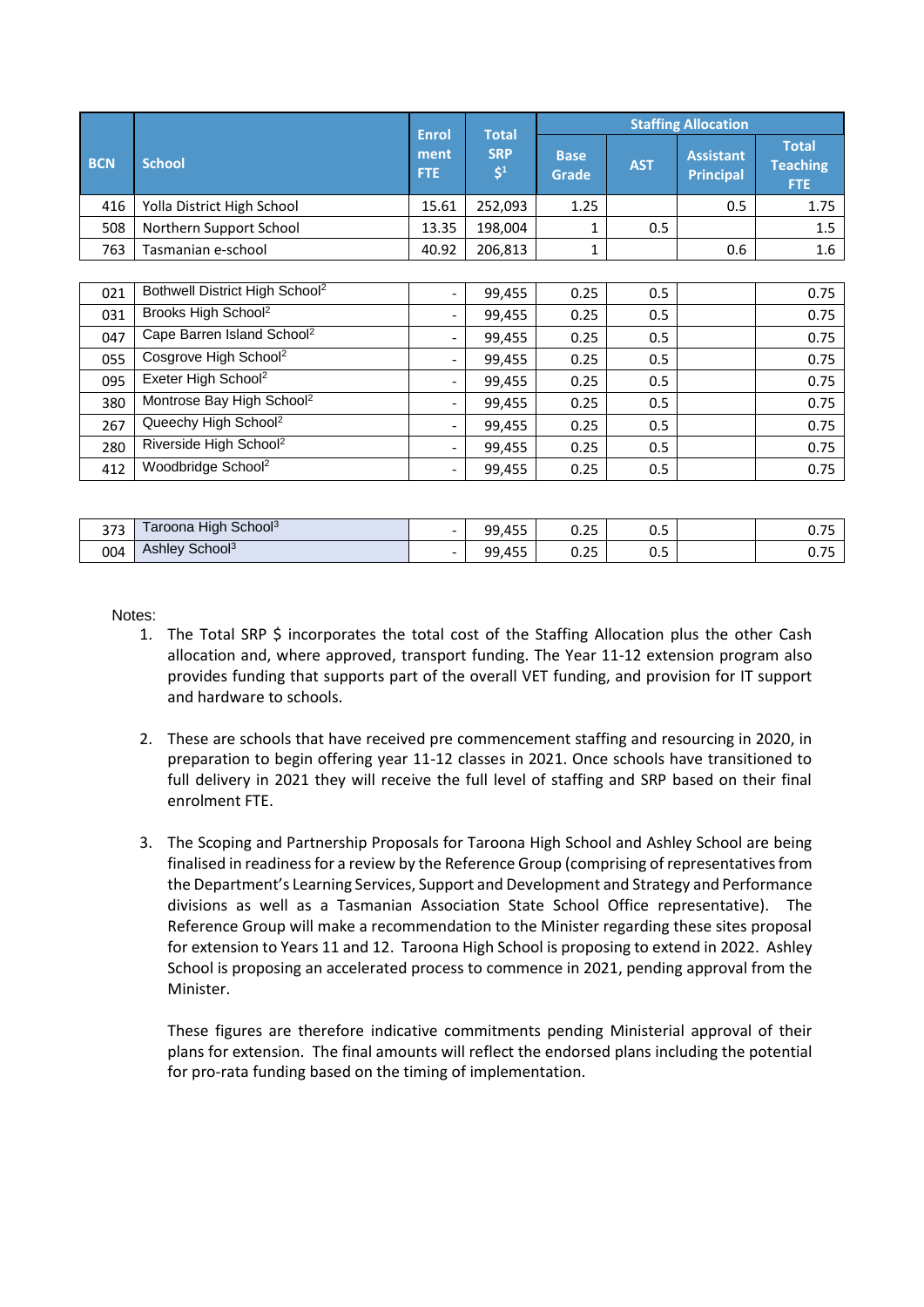| BCN | School | Enrolment FTE | Total SRP $[1] | Staffing Allocation | | | |
|---|---|---|---|---|---|---|---|
| | | | | Base Grade | AST | Assistant Principal | Total Teaching FTE |
| 416 | Yolla District High School | 15.61 | 252,093 | 1.25 | | 0.5 | 1.75 |
| 508 | Northern Support School | 13.35 | 198,004 | 1 | 0.5 | | 1.5 |
| 763 | Tasmanian e-school | 40.92 | 206,813 | 1 | | 0.6 | 1.6 |
| | | | | | | | |
| 021 | Bothwell District High School[2] | - | 99,455 | 0.25 | 0.5 | | 0.75 |
| 031 | Brooks High School[2] | - | 99,455 | 0.25 | 0.5 | | 0.75 |
| 047 | Cape Barren Island School[2] | - | 99,455 | 0.25 | 0.5 | | 0.75 |
| 055 | Cosgrove High School[2] | - | 99,455 | 0.25 | 0.5 | | 0.75 |
| 095 | Exeter High School[2] | - | 99,455 | 0.25 | 0.5 | | 0.75 |
| 380 | Montrose Bay High School[2] | - | 99,455 | 0.25 | 0.5 | | 0.75 |
| 267 | Queechy High School[2] | - | 99,455 | 0.25 | 0.5 | | 0.75 |
| 280 | Riverside High School[2] | - | 99,455 | 0.25 | 0.5 | | 0.75 |
| 412 | Woodbridge School[2] | - | 99,455 | 0.25 | 0.5 | | 0.75 |
| | | | | | | | |
| 373 | Taroona High School[3] | - | 99,455 | 0.25 | 0.5 | | 0.75 |
| 004 | Ashley School[3] | - | 99,455 | 0.25 | 0.5 | | 0.75 |

Notes:

1. The Total SRP $ incorporates the total cost of the Staffing Allocation plus the other Cash allocation and, where approved, transport funding. The Year 11-12 extension program also provides funding that supports part of the overall VET funding, and provision for IT support and hardware to schools.

2. These are schools that have received pre commencement staffing and resourcing in 2020, in preparation to begin offering year 11-12 classes in 2021. Once schools have transitioned to full delivery in 2021 they will receive the full level of staffing and SRP based on their final enrolment FTE.

3. The Scoping and Partnership Proposals for Taroona High School and Ashley School are being finalised in readiness for a review by the Reference Group (comprising of representatives from the Department's Learning Services, Support and Development and Strategy and Performance divisions as well as a Tasmanian Association State School Office representative). The Reference Group will make a recommendation to the Minister regarding these sites proposal for extension to Years 11 and 12. Taroona High School is proposing to extend in 2022. Ashley School is proposing an accelerated process to commence in 2021, pending approval from the Minister.

   These figures are therefore indicative commitments pending Ministerial approval of their plans for extension. The final amounts will reflect the endorsed plans including the potential for pro-rata funding based on the timing of implementation.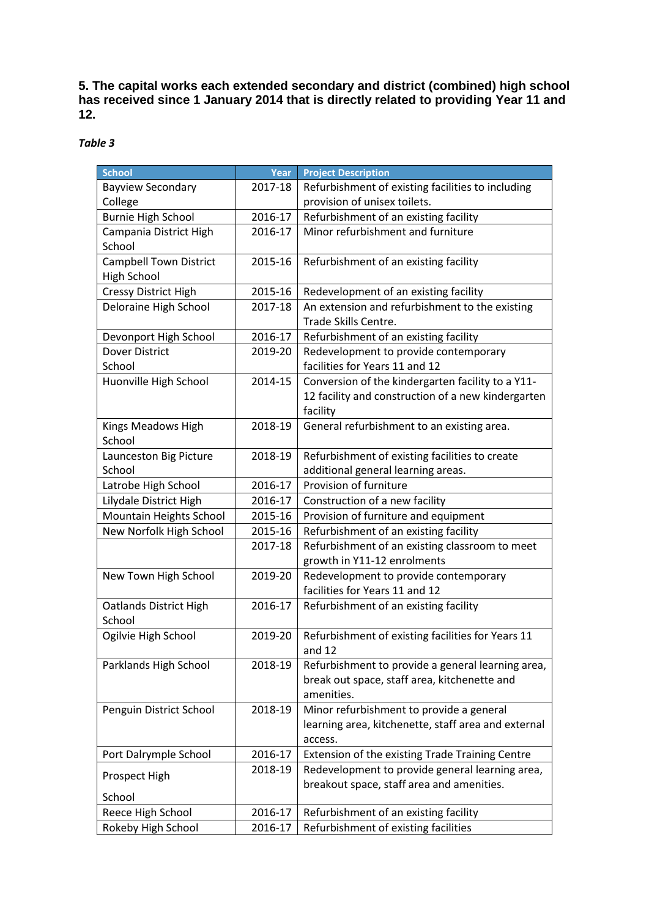**5. The capital works each extended secondary and district (combined) high school has received since 1 January 2014 that is directly related to providing Year 11 and 12.**

*Table 3*

| School | Year | Project Description |
|---|---|---|
| Bayview Secondary College | 2017-18 | Refurbishment of existing facilities to including provision of unisex toilets. |
| Burnie High School | 2016-17 | Refurbishment of an existing facility |
| Campania District High School | 2016-17 | Minor refurbishment and furniture |
| Campbell Town District High School | 2015-16 | Refurbishment of an existing facility |
| Cressy District High | 2015-16 | Redevelopment of an existing facility |
| Deloraine High School | 2017-18 | An extension and refurbishment to the existing Trade Skills Centre. |
| Devonport High School | 2016-17 | Refurbishment of an existing facility |
| Dover District School | 2019-20 | Redevelopment to provide contemporary facilities for Years 11 and 12 |
| Huonville High School | 2014-15 | Conversion of the kindergarten facility to a Y11-12 facility and construction of a new kindergarten facility |
| Kings Meadows High School | 2018-19 | General refurbishment to an existing area. |
| Launceston Big Picture School | 2018-19 | Refurbishment of existing facilities to create additional general learning areas. |
| Latrobe High School | 2016-17 | Provision of furniture |
| Lilydale District High | 2016-17 | Construction of a new facility |
| Mountain Heights School | 2015-16 | Provision of furniture and equipment |
| New Norfolk High School | 2015-16 | Refurbishment of an existing facility |
| | 2017-18 | Refurbishment of an existing classroom to meet growth in Y11-12 enrolments |
| New Town High School | 2019-20 | Redevelopment to provide contemporary facilities for Years 11 and 12 |
| Oatlands District High School | 2016-17 | Refurbishment of an existing facility |
| Ogilvie High School | 2019-20 | Refurbishment of existing facilities for Years 11 and 12 |
| Parklands High School | 2018-19 | Refurbishment to provide a general learning area, break out space, staff area, kitchenette and amenities. |
| Penguin District School | 2018-19 | Minor refurbishment to provide a general learning area, kitchenette, staff area and external access. |
| Port Dalrymple School | 2016-17 | Extension of the existing Trade Training Centre |
| Prospect High School | 2018-19 | Redevelopment to provide general learning area, breakout space, staff area and amenities. |
| Reece High School | 2016-17 | Refurbishment of an existing facility |
| Rokeby High School | 2016-17 | Refurbishment of existing facilities |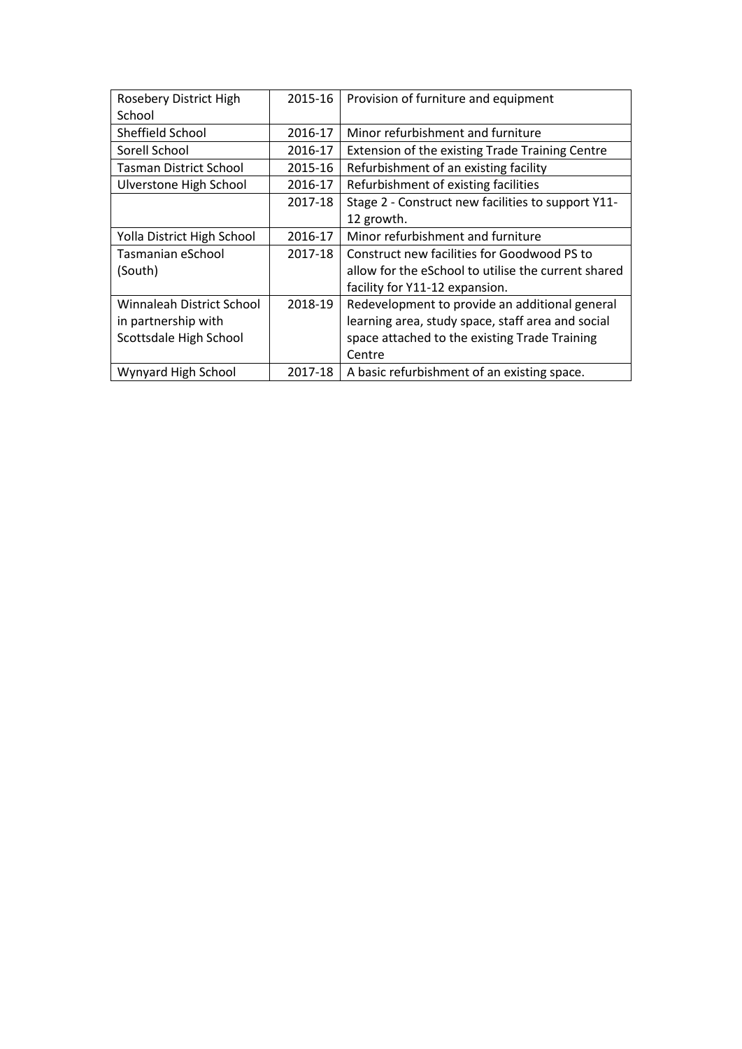| | | |
|---|---|---|
| Rosebery District High School | 2015-16 | Provision of furniture and equipment |
| Sheffield School | 2016-17 | Minor refurbishment and furniture |
| Sorell School | 2016-17 | Extension of the existing Trade Training Centre |
| Tasman District School | 2015-16 | Refurbishment of an existing facility |
| Ulverstone High School | 2016-17 | Refurbishment of existing facilities |
| | 2017-18 | Stage 2 - Construct new facilities to support Y11-12 growth. |
| Yolla District High School | 2016-17 | Minor refurbishment and furniture |
| Tasmanian eSchool (South) | 2017-18 | Construct new facilities for Goodwood PS to allow for the eSchool to utilise the current shared facility for Y11-12 expansion. |
| Winnaleah District School in partnership with Scottsdale High School | 2018-19 | Redevelopment to provide an additional general learning area, study space, staff area and social space attached to the existing Trade Training Centre |
| Wynyard High School | 2017-18 | A basic refurbishment of an existing space. |